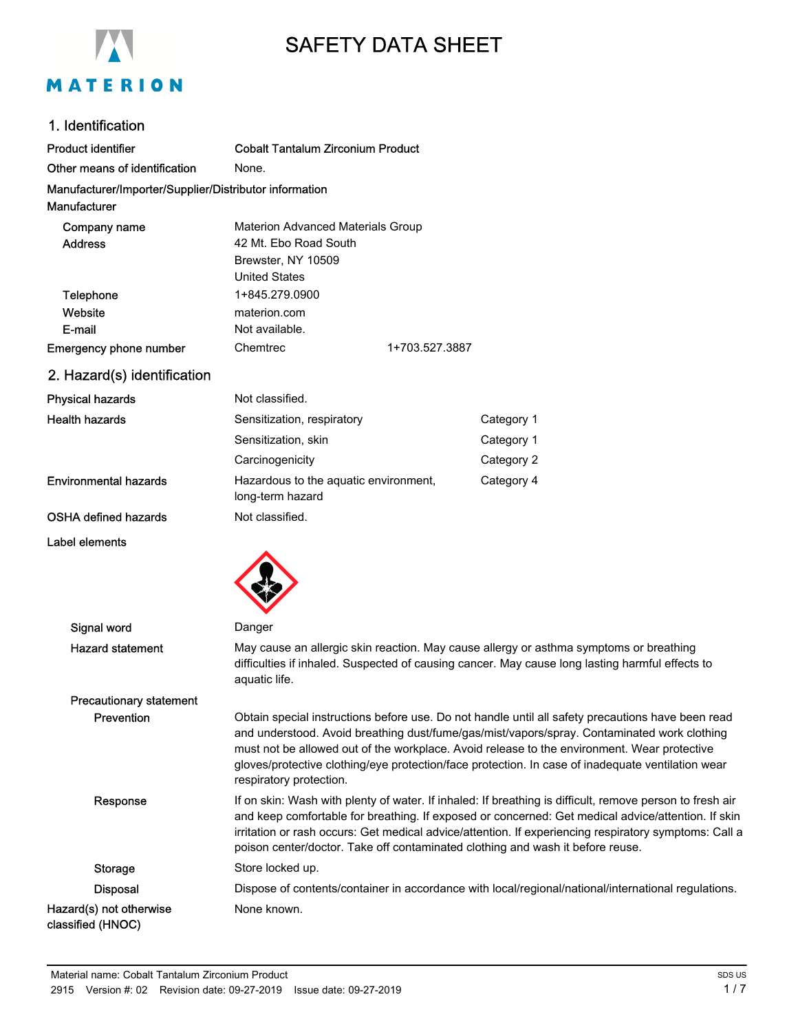# SAFETY DATA SHEET

## 1. Identification

**Product identifier** Cobalt Tantalum Zirconium Product

**Other means of identification** None.

**Manufacturer/Importer/Supplier/Distributor information**

**Manufacturer**

| | |
|---|---|
| Company name | Materion Advanced Materials Group |
| Address | 42 Mt. Ebo Road South<br>Brewster, NY 10509<br>United States |
| Telephone | 1+845.279.0900 |
| Website | materion.com |
| E-mail | Not available. |
| Emergency phone number | Chemtrec 1+703.527.3887 |

## 2. Hazard(s) identification

| | | |
|---|---|---|
| Physical hazards | Not classified. | |
| Health hazards | Sensitization, respiratory | Category 1 |
| | Sensitization, skin | Category 1 |
| | Carcinogenicity | Category 2 |
| Environmental hazards | Hazardous to the aquatic environment, long-term hazard | Category 4 |
| OSHA defined hazards | Not classified. | |

**Label elements**

**Signal word** Danger

**Hazard statement** May cause an allergic skin reaction. May cause allergy or asthma symptoms or breathing difficulties if inhaled. Suspected of causing cancer. May cause long lasting harmful effects to aquatic life.

**Precautionary statement**

**Prevention** Obtain special instructions before use. Do not handle until all safety precautions have been read and understood. Avoid breathing dust/fume/gas/mist/vapors/spray. Contaminated work clothing must not be allowed out of the workplace. Avoid release to the environment. Wear protective gloves/protective clothing/eye protection/face protection. In case of inadequate ventilation wear respiratory protection.

**Response** If on skin: Wash with plenty of water. If inhaled: If breathing is difficult, remove person to fresh air and keep comfortable for breathing. If exposed or concerned: Get medical advice/attention. If skin irritation or rash occurs: Get medical advice/attention. If experiencing respiratory symptoms: Call a poison center/doctor. Take off contaminated clothing and wash it before reuse.

**Storage** Store locked up.

**Disposal** Dispose of contents/container in accordance with local/regional/national/international regulations.

**Hazard(s) not otherwise classified (HNOC)** None known.

Material name: Cobalt Tantalum Zirconium Product
2915 Version #: 02 Revision date: 09-27-2019 Issue date: 09-27-2019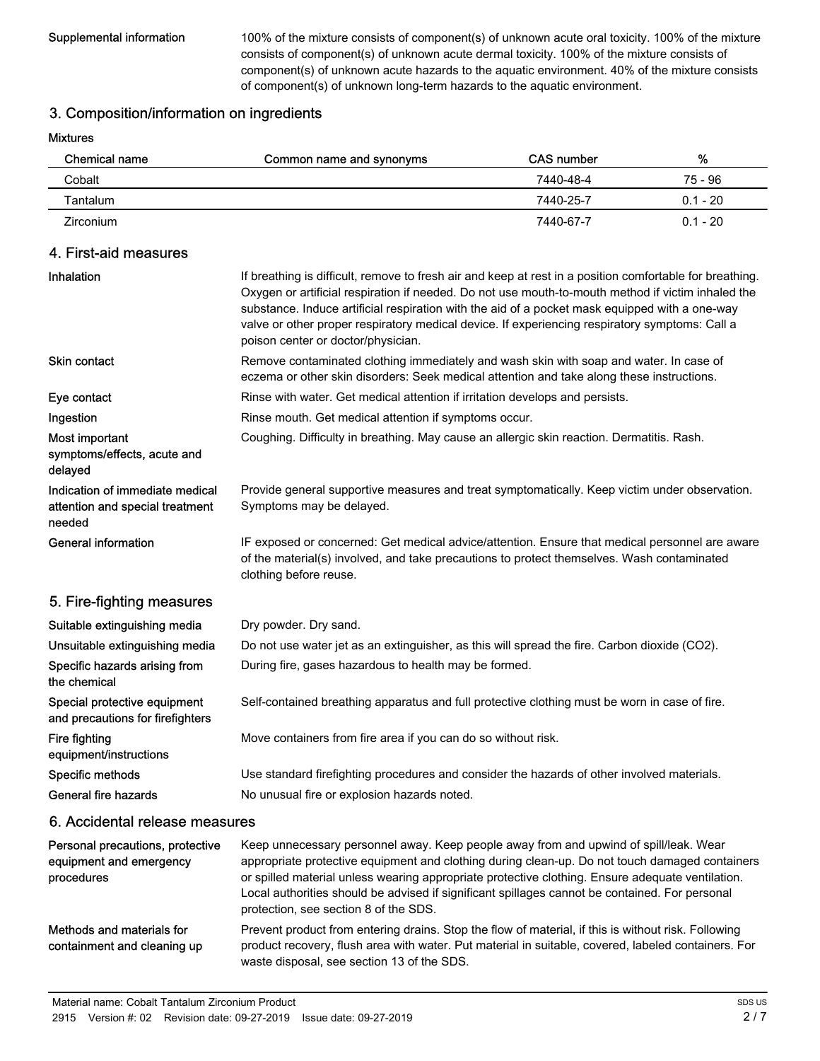**Supplemental information** 100% of the mixture consists of component(s) of unknown acute oral toxicity. 100% of the mixture consists of component(s) of unknown acute dermal toxicity. 100% of the mixture consists of component(s) of unknown acute hazards to the aquatic environment. 40% of the mixture consists of component(s) of unknown long-term hazards to the aquatic environment.

## 3. Composition/information on ingredients

**Mixtures**

| Chemical name | Common name and synonyms | CAS number | % |
|---|---|---|---|
| Cobalt | | 7440-48-4 | 75 - 96 |
| Tantalum | | 7440-25-7 | 0.1 - 20 |
| Zirconium | | 7440-67-7 | 0.1 - 20 |

## 4. First-aid measures

**Inhalation** If breathing is difficult, remove to fresh air and keep at rest in a position comfortable for breathing. Oxygen or artificial respiration if needed. Do not use mouth-to-mouth method if victim inhaled the substance. Induce artificial respiration with the aid of a pocket mask equipped with a one-way valve or other proper respiratory medical device. If experiencing respiratory symptoms: Call a poison center or doctor/physician.

**Skin contact** Remove contaminated clothing immediately and wash skin with soap and water. In case of eczema or other skin disorders: Seek medical attention and take along these instructions.

**Eye contact** Rinse with water. Get medical attention if irritation develops and persists.

**Ingestion** Rinse mouth. Get medical attention if symptoms occur.

**Most important symptoms/effects, acute and delayed** Coughing. Difficulty in breathing. May cause an allergic skin reaction. Dermatitis. Rash.

**Indication of immediate medical attention and special treatment needed** Provide general supportive measures and treat symptomatically. Keep victim under observation. Symptoms may be delayed.

**General information** IF exposed or concerned: Get medical advice/attention. Ensure that medical personnel are aware of the material(s) involved, and take precautions to protect themselves. Wash contaminated clothing before reuse.

## 5. Fire-fighting measures

**Suitable extinguishing media** Dry powder. Dry sand.

**Unsuitable extinguishing media** Do not use water jet as an extinguisher, as this will spread the fire. Carbon dioxide ($CO_2$).

**Specific hazards arising from the chemical** During fire, gases hazardous to health may be formed.

**Special protective equipment and precautions for firefighters** Self-contained breathing apparatus and full protective clothing must be worn in case of fire.

**Fire fighting equipment/instructions** Move containers from fire area if you can do so without risk.

**Specific methods** Use standard firefighting procedures and consider the hazards of other involved materials.

**General fire hazards** No unusual fire or explosion hazards noted.

## 6. Accidental release measures

**Personal precautions, protective equipment and emergency procedures** Keep unnecessary personnel away. Keep people away from and upwind of spill/leak. Wear appropriate protective equipment and clothing during clean-up. Do not touch damaged containers or spilled material unless wearing appropriate protective clothing. Ensure adequate ventilation. Local authorities should be advised if significant spillages cannot be contained. For personal protection, see section 8 of the SDS.

**Methods and materials for containment and cleaning up** Prevent product from entering drains. Stop the flow of material, if this is without risk. Following product recovery, flush area with water. Put material in suitable, covered, labeled containers. For waste disposal, see section 13 of the SDS.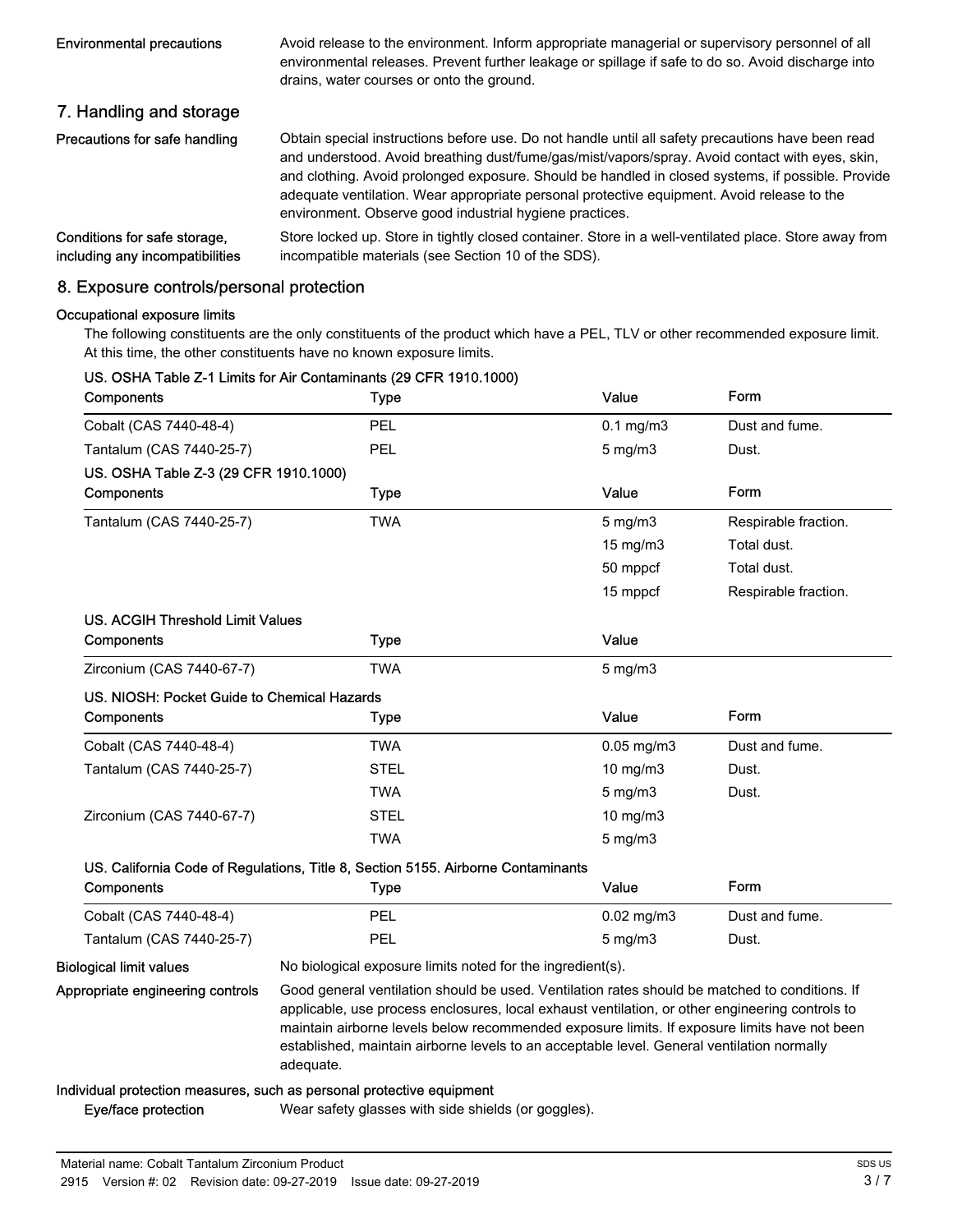**Environmental precautions** Avoid release to the environment. Inform appropriate managerial or supervisory personnel of all environmental releases. Prevent further leakage or spillage if safe to do so. Avoid discharge into drains, water courses or onto the ground.

## 7. Handling and storage

**Precautions for safe handling** Obtain special instructions before use. Do not handle until all safety precautions have been read and understood. Avoid breathing dust/fume/gas/mist/vapors/spray. Avoid contact with eyes, skin, and clothing. Avoid prolonged exposure. Should be handled in closed systems, if possible. Provide adequate ventilation. Wear appropriate personal protective equipment. Avoid release to the environment. Observe good industrial hygiene practices.

**Conditions for safe storage, including any incompatibilities** Store locked up. Store in tightly closed container. Store in a well-ventilated place. Store away from incompatible materials (see Section 10 of the SDS).

## 8. Exposure controls/personal protection

**Occupational exposure limits**

The following constituents are the only constituents of the product which have a PEL, TLV or other recommended exposure limit. At this time, the other constituents have no known exposure limits.

**US. OSHA Table Z-1 Limits for Air Contaminants (29 CFR 1910.1000)**

| Components | Type | Value | Form |
|---|---|---|---|
| Cobalt (CAS 7440-48-4) | PEL | 0.1 mg/m3 | Dust and fume. |
| Tantalum (CAS 7440-25-7) | PEL | 5 mg/m3 | Dust. |

**US. OSHA Table Z-3 (29 CFR 1910.1000)**

| Components | Type | Value | Form |
|---|---|---|---|
| Tantalum (CAS 7440-25-7) | TWA | 5 mg/m3 | Respirable fraction. |
| | | 15 mg/m3 | Total dust. |
| | | 50 mppcf | Total dust. |
| | | 15 mppcf | Respirable fraction. |

**US. ACGIH Threshold Limit Values**

| Components | Type | Value |
|---|---|---|
| Zirconium (CAS 7440-67-7) | TWA | 5 mg/m3 |

**US. NIOSH: Pocket Guide to Chemical Hazards**

| Components | Type | Value | Form |
|---|---|---|---|
| Cobalt (CAS 7440-48-4) | TWA | 0.05 mg/m3 | Dust and fume. |
| Tantalum (CAS 7440-25-7) | STEL | 10 mg/m3 | Dust. |
| | TWA | 5 mg/m3 | Dust. |
| Zirconium (CAS 7440-67-7) | STEL | 10 mg/m3 | |
| | TWA | 5 mg/m3 | |

**US. California Code of Regulations, Title 8, Section 5155. Airborne Contaminants**

| Components | Type | Value | Form |
|---|---|---|---|
| Cobalt (CAS 7440-48-4) | PEL | 0.02 mg/m3 | Dust and fume. |
| Tantalum (CAS 7440-25-7) | PEL | 5 mg/m3 | Dust. |

**Biological limit values** No biological exposure limits noted for the ingredient(s).

**Appropriate engineering controls** Good general ventilation should be used. Ventilation rates should be matched to conditions. If applicable, use process enclosures, local exhaust ventilation, or other engineering controls to maintain airborne levels below recommended exposure limits. If exposure limits have not been established, maintain airborne levels to an acceptable level. General ventilation normally adequate.

**Individual protection measures, such as personal protective equipment**

**Eye/face protection** Wear safety glasses with side shields (or goggles).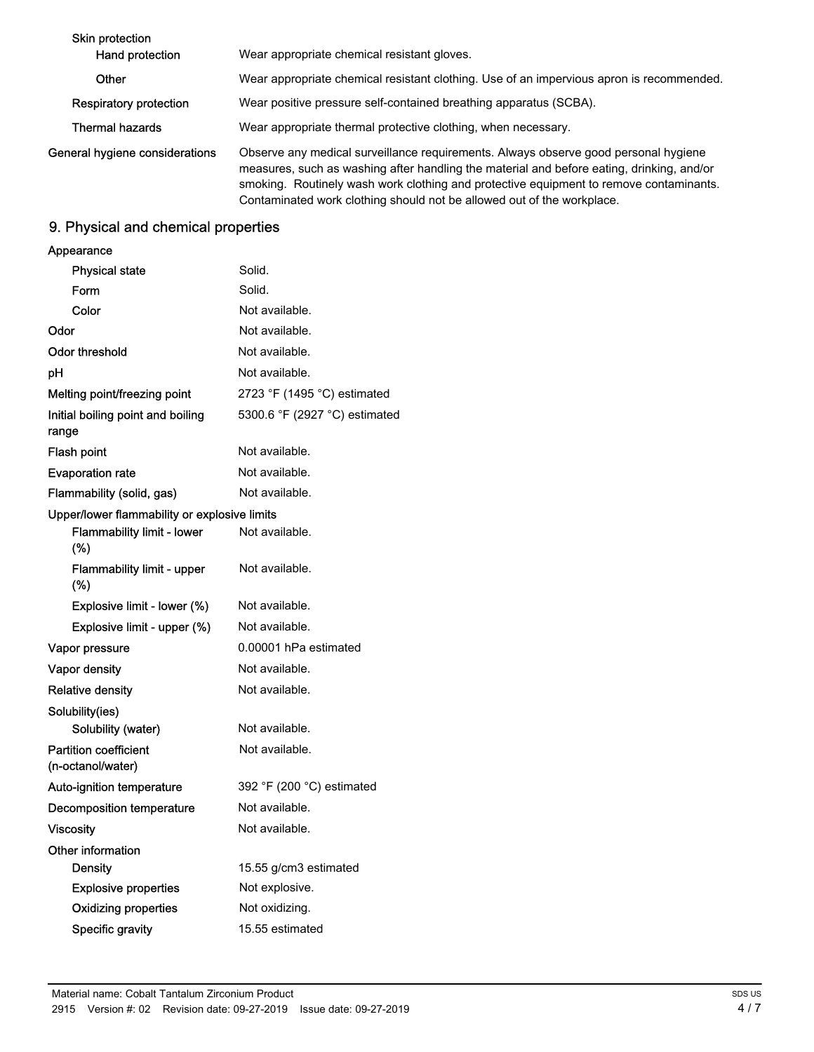| | |
|---|---|
| **Skin protection** | |
| Hand protection | Wear appropriate chemical resistant gloves. |
| Other | Wear appropriate chemical resistant clothing. Use of an impervious apron is recommended. |
| **Respiratory protection** | Wear positive pressure self-contained breathing apparatus (SCBA). |
| **Thermal hazards** | Wear appropriate thermal protective clothing, when necessary. |
| **General hygiene considerations** | Observe any medical surveillance requirements. Always observe good personal hygiene measures, such as washing after handling the material and before eating, drinking, and/or smoking. Routinely wash work clothing and protective equipment to remove contaminants. Contaminated work clothing should not be allowed out of the workplace. |

## 9. Physical and chemical properties

| | |
|---|---|
| **Appearance** | |
| Physical state | Solid. |
| Form | Solid. |
| Color | Not available. |
| **Odor** | Not available. |
| **Odor threshold** | Not available. |
| **pH** | Not available. |
| **Melting point/freezing point** | 2723 °F (1495 °C) estimated |
| **Initial boiling point and boiling range** | 5300.6 °F (2927 °C) estimated |
| **Flash point** | Not available. |
| **Evaporation rate** | Not available. |
| **Flammability (solid, gas)** | Not available. |
| **Upper/lower flammability or explosive limits** | |
| Flammability limit - lower (%) | Not available. |
| Flammability limit - upper (%) | Not available. |
| Explosive limit - lower (%) | Not available. |
| Explosive limit - upper (%) | Not available. |
| **Vapor pressure** | 0.00001 hPa estimated |
| **Vapor density** | Not available. |
| **Relative density** | Not available. |
| **Solubility(ies)** | |
| Solubility (water) | Not available. |
| **Partition coefficient (n-octanol/water)** | Not available. |
| **Auto-ignition temperature** | 392 °F (200 °C) estimated |
| **Decomposition temperature** | Not available. |
| **Viscosity** | Not available. |
| **Other information** | |
| Density | 15.55 g/cm3 estimated |
| Explosive properties | Not explosive. |
| Oxidizing properties | Not oxidizing. |
| Specific gravity | 15.55 estimated |

Material name: Cobalt Tantalum Zirconium Product

2915 Version #: 02 Revision date: 09-27-2019 Issue date: 09-27-2019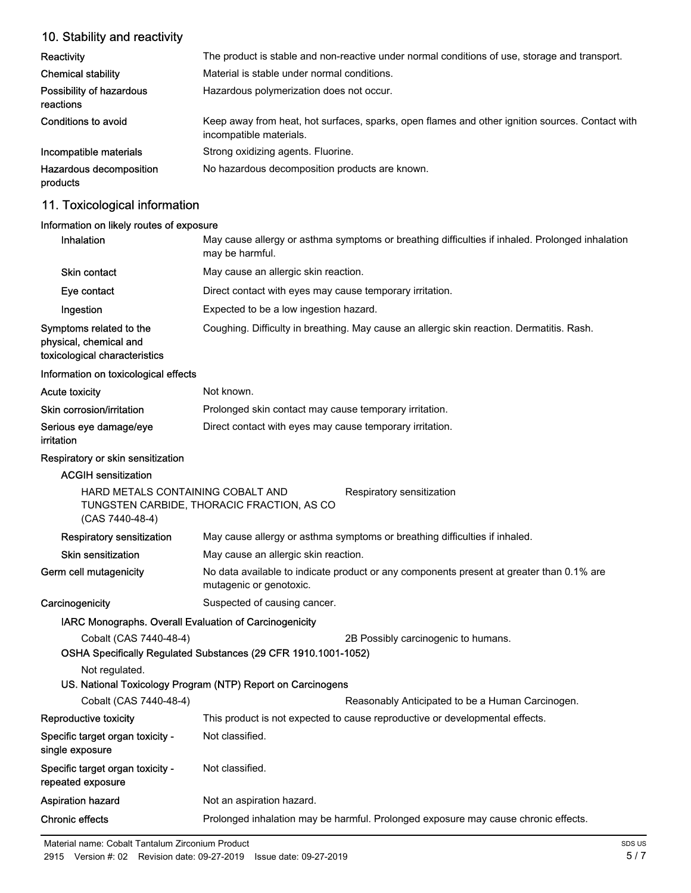## 10. Stability and reactivity

| | |
|---|---|
| **Reactivity** | The product is stable and non-reactive under normal conditions of use, storage and transport. |
| **Chemical stability** | Material is stable under normal conditions. |
| **Possibility of hazardous reactions** | Hazardous polymerization does not occur. |
| **Conditions to avoid** | Keep away from heat, hot surfaces, sparks, open flames and other ignition sources. Contact with incompatible materials. |
| **Incompatible materials** | Strong oxidizing agents. Fluorine. |
| **Hazardous decomposition products** | No hazardous decomposition products are known. |

## 11. Toxicological information

**Information on likely routes of exposure**

| | |
|---|---|
| **Inhalation** | May cause allergy or asthma symptoms or breathing difficulties if inhaled. Prolonged inhalation may be harmful. |
| **Skin contact** | May cause an allergic skin reaction. |
| **Eye contact** | Direct contact with eyes may cause temporary irritation. |
| **Ingestion** | Expected to be a low ingestion hazard. |
| **Symptoms related to the physical, chemical and toxicological characteristics** | Coughing. Difficulty in breathing. May cause an allergic skin reaction. Dermatitis. Rash. |

**Information on toxicological effects**

| | |
|---|---|
| **Acute toxicity** | Not known. |
| **Skin corrosion/irritation** | Prolonged skin contact may cause temporary irritation. |
| **Serious eye damage/eye irritation** | Direct contact with eyes may cause temporary irritation. |

**Respiratory or skin sensitization**

**ACGIH sensitization**

| | |
|---|---|
| HARD METALS CONTAINING COBALT AND TUNGSTEN CARBIDE, THORACIC FRACTION, AS CO (CAS 7440-48-4) | Respiratory sensitization |

| | |
|---|---|
| **Respiratory sensitization** | May cause allergy or asthma symptoms or breathing difficulties if inhaled. |
| **Skin sensitization** | May cause an allergic skin reaction. |
| **Germ cell mutagenicity** | No data available to indicate product or any components present at greater than 0.1% are mutagenic or genotoxic. |
| **Carcinogenicity** | Suspected of causing cancer. |

**IARC Monographs. Overall Evaluation of Carcinogenicity**

| | |
|---|---|
| Cobalt (CAS 7440-48-4) | 2B Possibly carcinogenic to humans. |

**OSHA Specifically Regulated Substances (29 CFR 1910.1001-1052)**

Not regulated.

**US. National Toxicology Program (NTP) Report on Carcinogens**

| | |
|---|---|
| Cobalt (CAS 7440-48-4) | Reasonably Anticipated to be a Human Carcinogen. |

| | |
|---|---|
| **Reproductive toxicity** | This product is not expected to cause reproductive or developmental effects. |
| **Specific target organ toxicity - single exposure** | Not classified. |
| **Specific target organ toxicity - repeated exposure** | Not classified. |
| **Aspiration hazard** | Not an aspiration hazard. |
| **Chronic effects** | Prolonged inhalation may be harmful. Prolonged exposure may cause chronic effects. |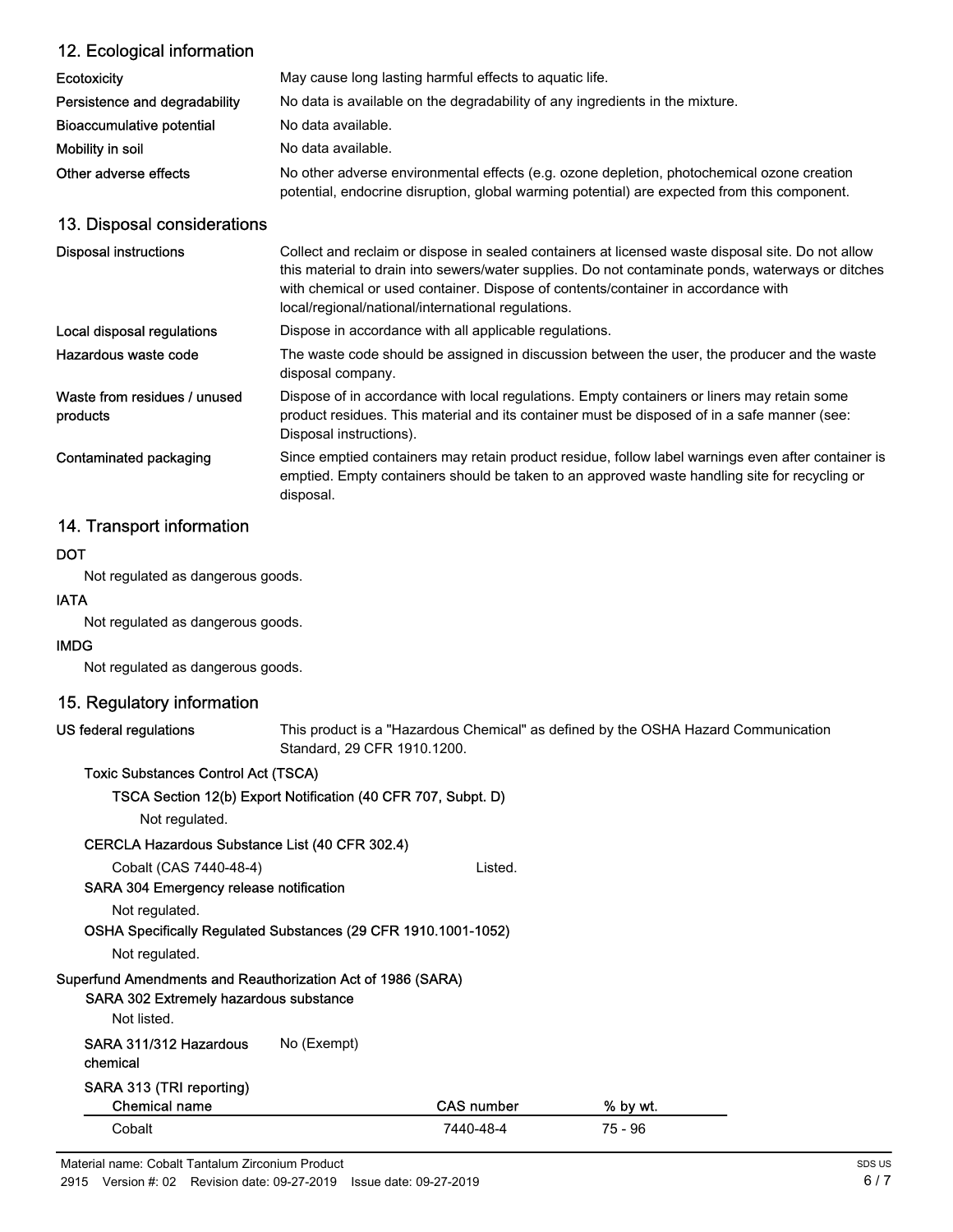## 12. Ecological information

**Ecotoxicity** May cause long lasting harmful effects to aquatic life.

**Persistence and degradability** No data is available on the degradability of any ingredients in the mixture.

**Bioaccumulative potential** No data available.

**Mobility in soil** No data available.

**Other adverse effects** No other adverse environmental effects (e.g. ozone depletion, photochemical ozone creation potential, endocrine disruption, global warming potential) are expected from this component.

## 13. Disposal considerations

**Disposal instructions** Collect and reclaim or dispose in sealed containers at licensed waste disposal site. Do not allow this material to drain into sewers/water supplies. Do not contaminate ponds, waterways or ditches with chemical or used container. Dispose of contents/container in accordance with local/regional/national/international regulations.

**Local disposal regulations** Dispose in accordance with all applicable regulations.

**Hazardous waste code** The waste code should be assigned in discussion between the user, the producer and the waste disposal company.

**Waste from residues / unused products** Dispose of in accordance with local regulations. Empty containers or liners may retain some product residues. This material and its container must be disposed of in a safe manner (see: Disposal instructions).

**Contaminated packaging** Since emptied containers may retain product residue, follow label warnings even after container is emptied. Empty containers should be taken to an approved waste handling site for recycling or disposal.

## 14. Transport information

**DOT**

Not regulated as dangerous goods.

**IATA**

Not regulated as dangerous goods.

**IMDG**

Not regulated as dangerous goods.

## 15. Regulatory information

**US federal regulations** This product is a "Hazardous Chemical" as defined by the OSHA Hazard Communication Standard, 29 CFR 1910.1200.

**Toxic Substances Control Act (TSCA)**

**TSCA Section 12(b) Export Notification (40 CFR 707, Subpt. D)**

Not regulated.

**CERCLA Hazardous Substance List (40 CFR 302.4)**

Cobalt (CAS 7440-48-4) Listed.

**SARA 304 Emergency release notification**

Not regulated.

**OSHA Specifically Regulated Substances (29 CFR 1910.1001-1052)**

Not regulated.

**Superfund Amendments and Reauthorization Act of 1986 (SARA)**

**SARA 302 Extremely hazardous substance**

Not listed.

**SARA 311/312 Hazardous chemical** No (Exempt)

**SARA 313 (TRI reporting)**

| Chemical name | CAS number | % by wt. |
|---|---|---|
| Cobalt | 7440-48-4 | 75 - 96 |

Material name: Cobalt Tantalum Zirconium Product

2915 Version #: 02 Revision date: 09-27-2019 Issue date: 09-27-2019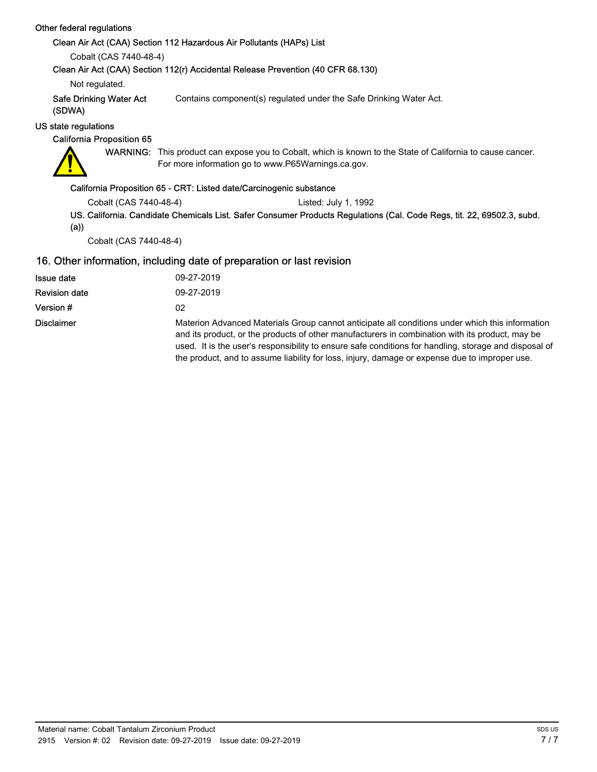**Other federal regulations**

**Clean Air Act (CAA) Section 112 Hazardous Air Pollutants (HAPs) List**

Cobalt (CAS 7440-48-4)

**Clean Air Act (CAA) Section 112(r) Accidental Release Prevention (40 CFR 68.130)**

Not regulated.

**Safe Drinking Water Act (SDWA)** Contains component(s) regulated under the Safe Drinking Water Act.

**US state regulations**

**California Proposition 65**

WARNING: This product can expose you to Cobalt, which is known to the State of California to cause cancer. For more information go to www.P65Warnings.ca.gov.

**California Proposition 65 - CRT: Listed date/Carcinogenic substance**

Cobalt (CAS 7440-48-4) Listed: July 1, 1992

**US. California. Candidate Chemicals List. Safer Consumer Products Regulations (Cal. Code Regs, tit. 22, 69502.3, subd. (a))**

Cobalt (CAS 7440-48-4)

## 16. Other information, including date of preparation or last revision

| | |
|---|---|
| **Issue date** | 09-27-2019 |
| **Revision date** | 09-27-2019 |
| **Version #** | 02 |
| **Disclaimer** | Materion Advanced Materials Group cannot anticipate all conditions under which this information and its product, or the products of other manufacturers in combination with its product, may be used. It is the user's responsibility to ensure safe conditions for handling, storage and disposal of the product, and to assume liability for loss, injury, damage or expense due to improper use. |